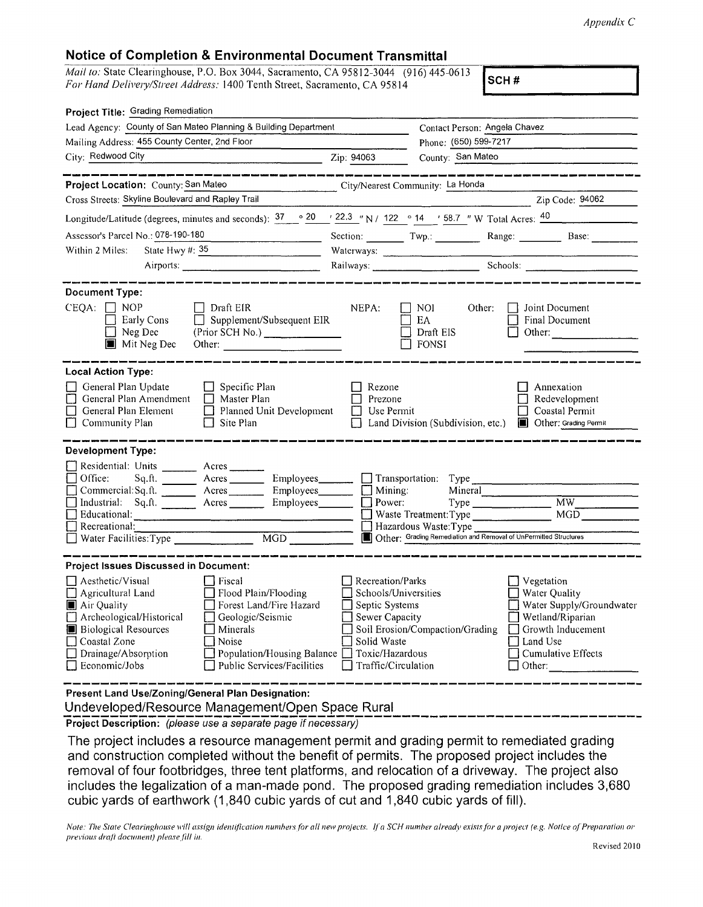*Appendix C*

## Notice of Completion & Environmental Document Transmittal

*Mail to:* State Clearinghouse, P.O. Box 3044, Sacramento, CA 95812-3044 (916) 445-0613
*For Hand Delivery/Street Address:* 1400 Tenth Street, Sacramento, CA 95814

**SCH #**

**Project Title:** Grading Remediation

Lead Agency: County of San Mateo Planning & Building Department — Contact Person: Angela Chavez
Mailing Address: 455 County Center, 2nd Floor — Phone: (650) 599-7217
City: Redwood City — Zip: 94063 — County: San Mateo

**Project Location:** County: San Mateo — City/Nearest Community: La Honda
Cross Streets: Skyline Boulevard and Rapley Trail — Zip Code: 94062
Longitude/Latitude (degrees, minutes and seconds): 37 ° 20 ′ 22.3 ″ N / 122 ° 14 ′ 58.7 ″ W Total Acres: 40
Assessor's Parcel No.: 078-190-180 — Section: ____ Twp.: ____ Range: ____ Base: ____
Within 2 Miles: State Hwy #: 35 — Waterways: ____
Airports: ____ — Railways: ____ — Schools: ____

**Document Type:**

CEQA:
- [ ] NOP
- [ ] Early Cons
- [ ] Neg Dec
- [x] Mit Neg Dec
- [ ] Draft EIR
- [ ] Supplement/Subsequent EIR (Prior SCH No.) ____
- Other: ____

NEPA:
- [ ] NOI
- [ ] EA
- [ ] Draft EIS
- [ ] FONSI

Other:
- [ ] Joint Document
- [ ] Final Document
- [ ] Other: ____

**Local Action Type:**

- [ ] General Plan Update
- [ ] General Plan Amendment
- [ ] General Plan Element
- [ ] Community Plan
- [ ] Specific Plan
- [ ] Master Plan
- [ ] Planned Unit Development
- [ ] Site Plan
- [ ] Rezone
- [ ] Prezone
- [ ] Use Permit
- [ ] Land Division (Subdivision, etc.)
- [ ] Annexation
- [ ] Redevelopment
- [ ] Coastal Permit
- [x] Other: Grading Permit

**Development Type:**

- [ ] Residential: Units ____ Acres ____
- [ ] Office: Sq.ft. ____ Acres ____ Employees ____
- [ ] Commercial: Sq.ft. ____ Acres ____ Employees ____
- [ ] Industrial: Sq.ft. ____ Acres ____ Employees ____
- [ ] Educational: ____
- [ ] Recreational: ____
- [ ] Water Facilities: Type ____ MGD ____
- [ ] Transportation: Type ____
- [ ] Mining: Mineral ____
- [ ] Power: Type ____ MW ____
- [ ] Waste Treatment: Type ____ MGD ____
- [ ] Hazardous Waste: Type ____
- [x] Other: Grading Remediation and Removal of UnPermitted Structures

**Project Issues Discussed in Document:**

- [ ] Aesthetic/Visual
- [ ] Agricultural Land
- [x] Air Quality
- [ ] Archeological/Historical
- [x] Biological Resources
- [ ] Coastal Zone
- [ ] Drainage/Absorption
- [ ] Economic/Jobs
- [ ] Fiscal
- [ ] Flood Plain/Flooding
- [ ] Forest Land/Fire Hazard
- [ ] Geologic/Seismic
- [ ] Minerals
- [ ] Noise
- [ ] Population/Housing Balance
- [ ] Public Services/Facilities
- [ ] Recreation/Parks
- [ ] Schools/Universities
- [ ] Septic Systems
- [ ] Sewer Capacity
- [ ] Soil Erosion/Compaction/Grading
- [ ] Solid Waste
- [ ] Toxic/Hazardous
- [ ] Traffic/Circulation
- [ ] Vegetation
- [ ] Water Quality
- [ ] Water Supply/Groundwater
- [ ] Wetland/Riparian
- [ ] Growth Inducement
- [ ] Land Use
- [ ] Cumulative Effects
- [ ] Other: ____

**Present Land Use/Zoning/General Plan Designation:**

Undeveloped/Resource Management/Open Space Rural

**Project Description:** *(please use a separate page if necessary)*

The project includes a resource management permit and grading permit to remediated grading and construction completed without the benefit of permits. The proposed project includes the removal of four footbridges, three tent platforms, and relocation of a driveway. The project also includes the legalization of a man-made pond. The proposed grading remediation includes 3,680 cubic yards of earthwork (1,840 cubic yards of cut and 1,840 cubic yards of fill).

*Note: The State Clearinghouse will assign identification numbers for all new projects. If a SCH number already exists for a project (e.g. Notice of Preparation or previous draft document) please fill in.*

Revised 2010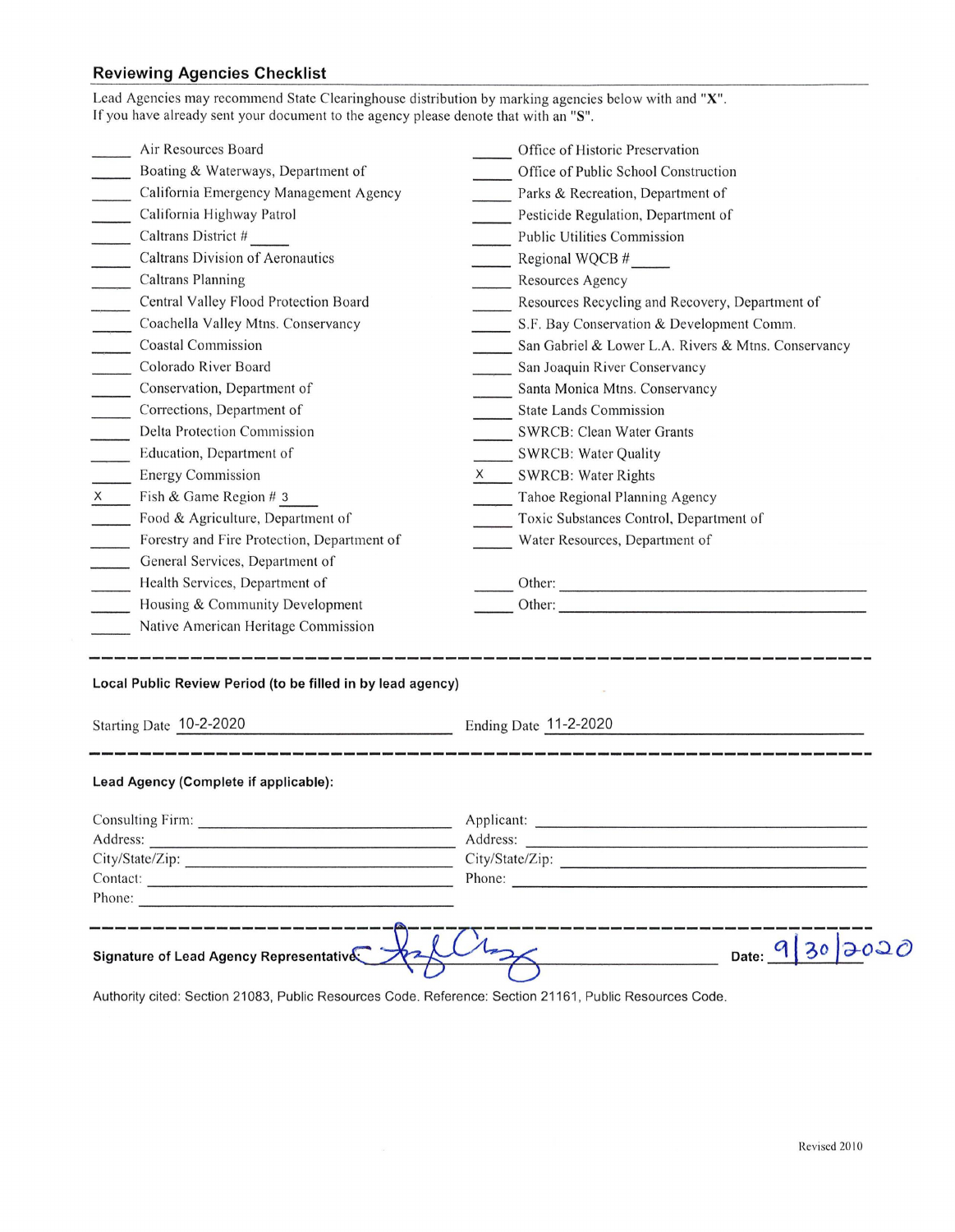## Reviewing Agencies Checklist

Lead Agencies may recommend State Clearinghouse distribution by marking agencies below with and "X".
If you have already sent your document to the agency please denote that with an "S".

| | | | |
|---|---|---|---|
| _____ | Air Resources Board | _____ | Office of Historic Preservation |
| _____ | Boating & Waterways, Department of | _____ | Office of Public School Construction |
| _____ | California Emergency Management Agency | _____ | Parks & Recreation, Department of |
| _____ | California Highway Patrol | _____ | Pesticide Regulation, Department of |
| _____ | Caltrans District # _____ | _____ | Public Utilities Commission |
| _____ | Caltrans Division of Aeronautics | _____ | Regional WQCB # _____ |
| _____ | Caltrans Planning | _____ | Resources Agency |
| _____ | Central Valley Flood Protection Board | _____ | Resources Recycling and Recovery, Department of |
| _____ | Coachella Valley Mtns. Conservancy | _____ | S.F. Bay Conservation & Development Comm. |
| _____ | Coastal Commission | _____ | San Gabriel & Lower L.A. Rivers & Mtns. Conservancy |
| _____ | Colorado River Board | _____ | San Joaquin River Conservancy |
| _____ | Conservation, Department of | _____ | Santa Monica Mtns. Conservancy |
| _____ | Corrections, Department of | _____ | State Lands Commission |
| _____ | Delta Protection Commission | _____ | SWRCB: Clean Water Grants |
| _____ | Education, Department of | _____ | SWRCB: Water Quality |
| _____ | Energy Commission | X | SWRCB: Water Rights |
| X | Fish & Game Region # 3 | _____ | Tahoe Regional Planning Agency |
| _____ | Food & Agriculture, Department of | _____ | Toxic Substances Control, Department of |
| _____ | Forestry and Fire Protection, Department of | _____ | Water Resources, Department of |
| _____ | General Services, Department of | | |
| _____ | Health Services, Department of | _____ | Other: _____ |
| _____ | Housing & Community Development | _____ | Other: _____ |
| _____ | Native American Heritage Commission | | |

---

**Local Public Review Period (to be filled in by lead agency)**

Starting Date 10-2-2020 &emsp; Ending Date 11-2-2020

---

**Lead Agency (Complete if applicable):**

| | |
|---|---|
| Consulting Firm: | Applicant: |
| Address: | Address: |
| City/State/Zip: | City/State/Zip: |
| Contact: | Phone: |
| Phone: | |

---

**Signature of Lead Agency Representative:** [signature] &emsp; **Date:** 9/30/2020

Authority cited: Section 21083, Public Resources Code. Reference: Section 21161, Public Resources Code.

Revised 2010